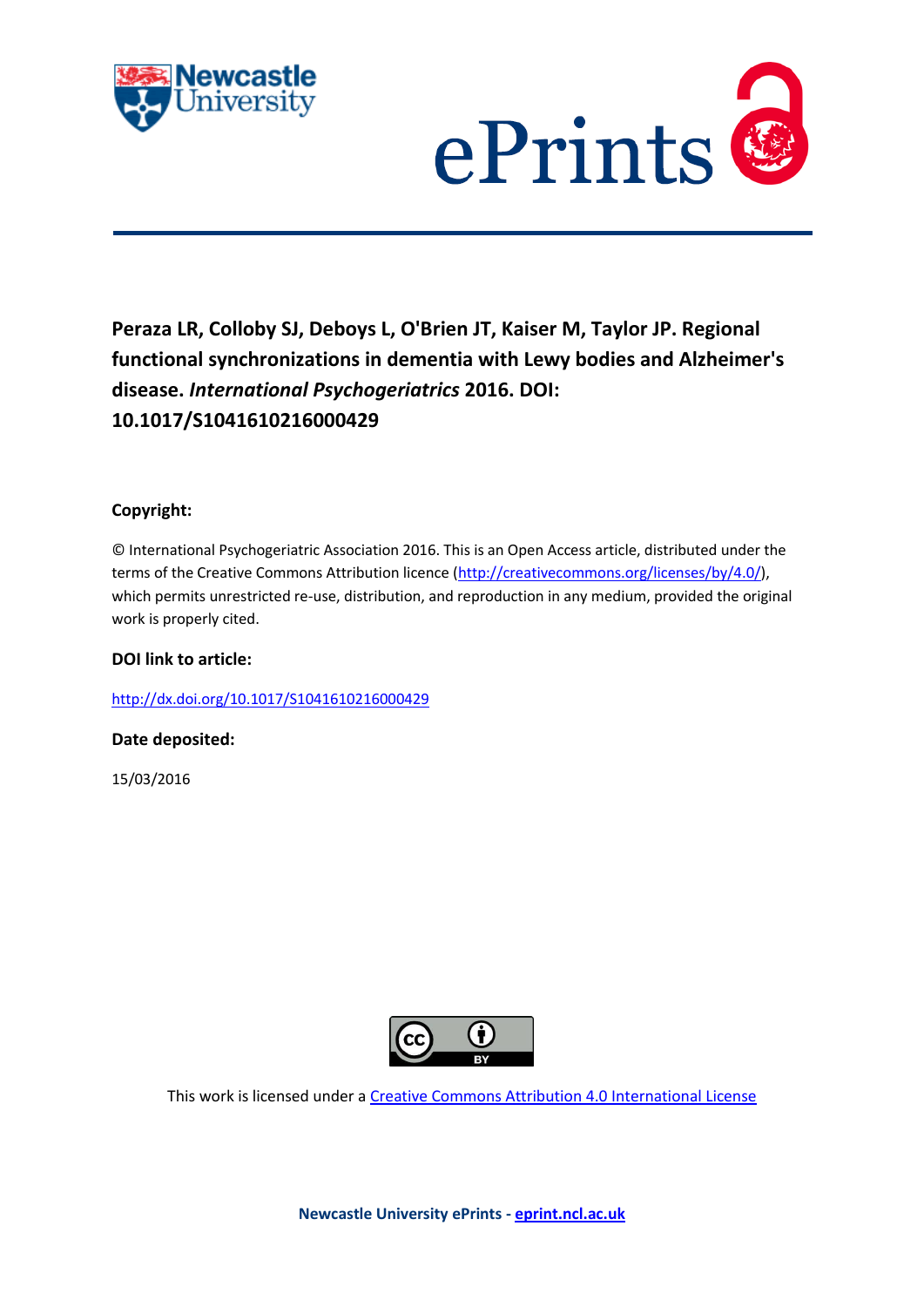**Peraza LR, Colloby SJ, Deboys L, O'Brien JT, Kaiser M, Taylor JP. Regional functional synchronizations in dementia with Lewy bodies and Alzheimer's disease. *International Psychogeriatrics* 2016. DOI: 10.1017/S1041610216000429**

**Copyright:**

© International Psychogeriatric Association 2016. This is an Open Access article, distributed under the terms of the Creative Commons Attribution licence (http://creativecommons.org/licenses/by/4.0/), which permits unrestricted re-use, distribution, and reproduction in any medium, provided the original work is properly cited.

**DOI link to article:**

http://dx.doi.org/10.1017/S1041610216000429

**Date deposited:**

15/03/2016

This work is licensed under a Creative Commons Attribution 4.0 International License

**Newcastle University ePrints - eprint.ncl.ac.uk**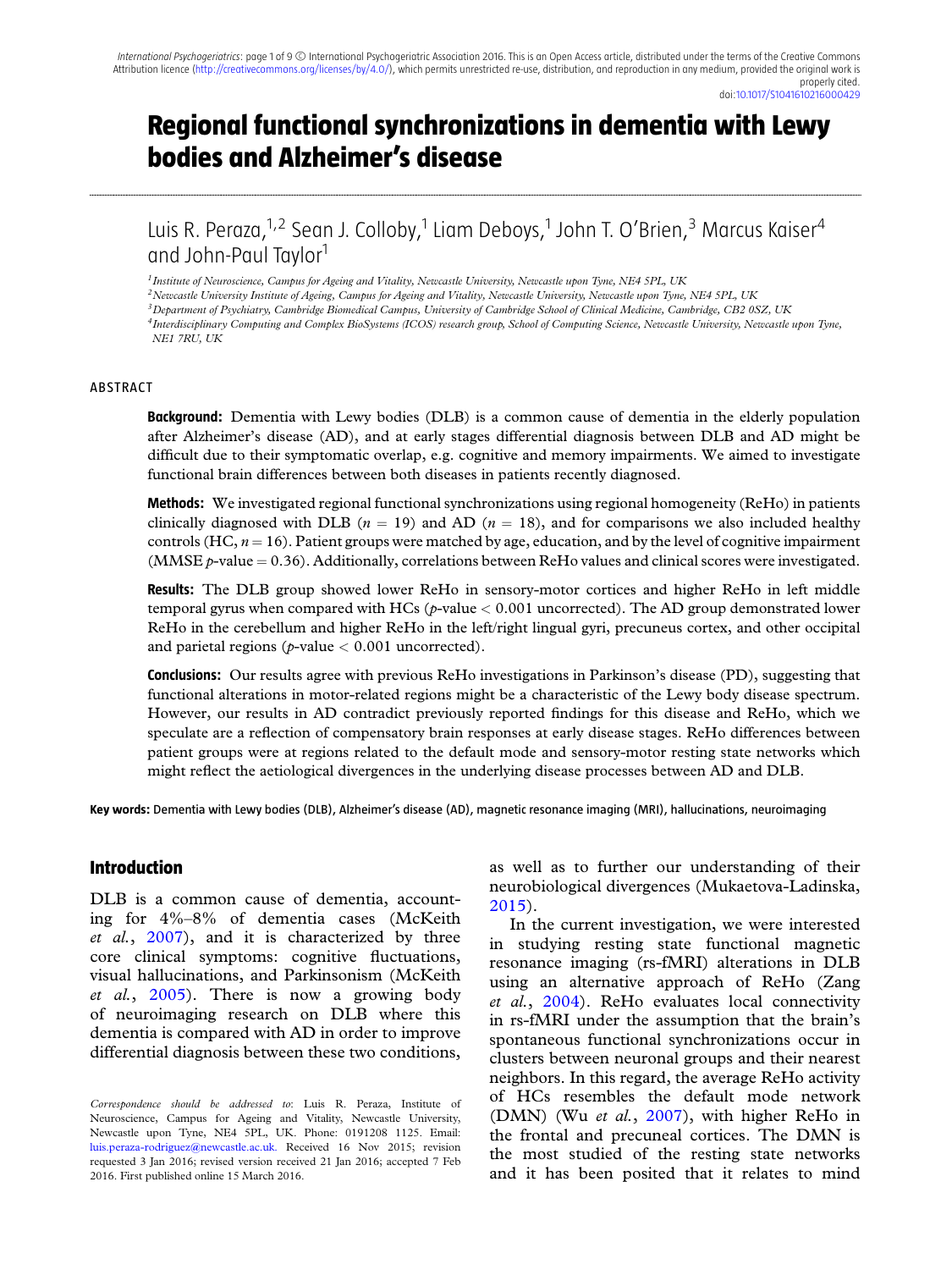# Regional functional synchronizations in dementia with Lewy bodies and Alzheimer's disease

Luis R. Peraza,[1,2] Sean J. Colloby,[1] Liam Deboys,[1] John T. O'Brien,[3] Marcus Kaiser[4] and John-Paul Taylor[1]

[1]*Institute of Neuroscience, Campus for Ageing and Vitality, Newcastle University, Newcastle upon Tyne, NE4 5PL, UK*

[2]*Newcastle University Institute of Ageing, Campus for Ageing and Vitality, Newcastle University, Newcastle upon Tyne, NE4 5PL, UK*

[3]*Department of Psychiatry, Cambridge Biomedical Campus, University of Cambridge School of Clinical Medicine, Cambridge, CB2 0SZ, UK*

[4]*Interdisciplinary Computing and Complex BioSystems (ICOS) research group, School of Computing Science, Newcastle University, Newcastle upon Tyne, NE1 7RU, UK*

## ABSTRACT

**Background:** Dementia with Lewy bodies (DLB) is a common cause of dementia in the elderly population after Alzheimer's disease (AD), and at early stages differential diagnosis between DLB and AD might be difficult due to their symptomatic overlap, e.g. cognitive and memory impairments. We aimed to investigate functional brain differences between both diseases in patients recently diagnosed.

**Methods:** We investigated regional functional synchronizations using regional homogeneity (ReHo) in patients clinically diagnosed with DLB ($n = 19$) and AD ($n = 18$), and for comparisons we also included healthy controls (HC, $n = 16$). Patient groups were matched by age, education, and by the level of cognitive impairment (MMSE $p$-value $= 0.36$). Additionally, correlations between ReHo values and clinical scores were investigated.

**Results:** The DLB group showed lower ReHo in sensory-motor cortices and higher ReHo in left middle temporal gyrus when compared with HCs ($p$-value $< 0.001$ uncorrected). The AD group demonstrated lower ReHo in the cerebellum and higher ReHo in the left/right lingual gyri, precuneus cortex, and other occipital and parietal regions ($p$-value $< 0.001$ uncorrected).

**Conclusions:** Our results agree with previous ReHo investigations in Parkinson's disease (PD), suggesting that functional alterations in motor-related regions might be a characteristic of the Lewy body disease spectrum. However, our results in AD contradict previously reported findings for this disease and ReHo, which we speculate are a reflection of compensatory brain responses at early disease stages. ReHo differences between patient groups were at regions related to the default mode and sensory-motor resting state networks which might reflect the aetiological divergences in the underlying disease processes between AD and DLB.

**Key words:** Dementia with Lewy bodies (DLB), Alzheimer's disease (AD), magnetic resonance imaging (MRI), hallucinations, neuroimaging

## Introduction

DLB is a common cause of dementia, accounting for 4%–8% of dementia cases (McKeith *et al.*, 2007), and it is characterized by three core clinical symptoms: cognitive fluctuations, visual hallucinations, and Parkinsonism (McKeith *et al.*, 2005). There is now a growing body of neuroimaging research on DLB where this dementia is compared with AD in order to improve differential diagnosis between these two conditions, as well as to further our understanding of their neurobiological divergences (Mukaetova-Ladinska, 2015).

In the current investigation, we were interested in studying resting state functional magnetic resonance imaging (rs-fMRI) alterations in DLB using an alternative approach of ReHo (Zang *et al.*, 2004). ReHo evaluates local connectivity in rs-fMRI under the assumption that the brain's spontaneous functional synchronizations occur in clusters between neuronal groups and their nearest neighbors. In this regard, the average ReHo activity of HCs resembles the default mode network (DMN) (Wu *et al.*, 2007), with higher ReHo in the frontal and precuneal cortices. The DMN is the most studied of the resting state networks and it has been posited that it relates to mind

*Correspondence should be addressed to*: Luis R. Peraza, Institute of Neuroscience, Campus for Ageing and Vitality, Newcastle University, Newcastle upon Tyne, NE4 5PL, UK. Phone: 0191208 1125. Email: luis.peraza-rodriguez@newcastle.ac.uk. Received 16 Nov 2015; revision requested 3 Jan 2016; revised version received 21 Jan 2016; accepted 7 Feb 2016. First published online 15 March 2016.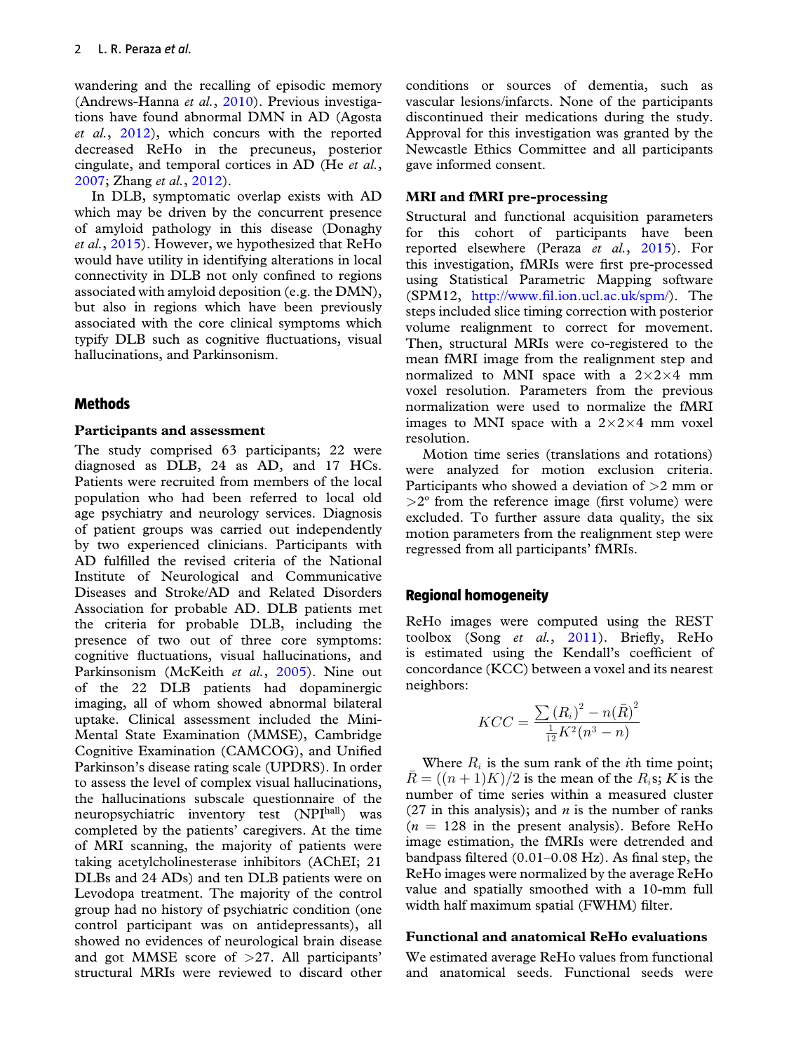wandering and the recalling of episodic memory (Andrews-Hanna *et al.*, 2010). Previous investigations have found abnormal DMN in AD (Agosta *et al.*, 2012), which concurs with the reported decreased ReHo in the precuneus, posterior cingulate, and temporal cortices in AD (He *et al.*, 2007; Zhang *et al.*, 2012).

In DLB, symptomatic overlap exists with AD which may be driven by the concurrent presence of amyloid pathology in this disease (Donaghy *et al.*, 2015). However, we hypothesized that ReHo would have utility in identifying alterations in local connectivity in DLB not only confined to regions associated with amyloid deposition (e.g. the DMN), but also in regions which have been previously associated with the core clinical symptoms which typify DLB such as cognitive fluctuations, visual hallucinations, and Parkinsonism.

## Methods

### Participants and assessment

The study comprised 63 participants; 22 were diagnosed as DLB, 24 as AD, and 17 HCs. Patients were recruited from members of the local population who had been referred to local old age psychiatry and neurology services. Diagnosis of patient groups was carried out independently by two experienced clinicians. Participants with AD fulfilled the revised criteria of the National Institute of Neurological and Communicative Diseases and Stroke/AD and Related Disorders Association for probable AD. DLB patients met the criteria for probable DLB, including the presence of two out of three core symptoms: cognitive fluctuations, visual hallucinations, and Parkinsonism (McKeith *et al.*, 2005). Nine out of the 22 DLB patients had dopaminergic imaging, all of whom showed abnormal bilateral uptake. Clinical assessment included the Mini-Mental State Examination (MMSE), Cambridge Cognitive Examination (CAMCOG), and Unified Parkinson's disease rating scale (UPDRS). In order to assess the level of complex visual hallucinations, the hallucinations subscale questionnaire of the neuropsychiatric inventory test ($NPI^{hall}$) was completed by the patients' caregivers. At the time of MRI scanning, the majority of patients were taking acetylcholinesterase inhibitors (AChEI; 21 DLBs and 24 ADs) and ten DLB patients were on Levodopa treatment. The majority of the control group had no history of psychiatric condition (one control participant was on antidepressants), all showed no evidences of neurological brain disease and got MMSE score of >27. All participants' structural MRIs were reviewed to discard other conditions or sources of dementia, such as vascular lesions/infarcts. None of the participants discontinued their medications during the study. Approval for this investigation was granted by the Newcastle Ethics Committee and all participants gave informed consent.

### MRI and fMRI pre-processing

Structural and functional acquisition parameters for this cohort of participants have been reported elsewhere (Peraza *et al.*, 2015). For this investigation, fMRIs were first pre-processed using Statistical Parametric Mapping software (SPM12, http://www.fil.ion.ucl.ac.uk/spm/). The steps included slice timing correction with posterior volume realignment to correct for movement. Then, structural MRIs were co-registered to the mean fMRI image from the realignment step and normalized to MNI space with a 2×2×4 mm voxel resolution. Parameters from the previous normalization were used to normalize the fMRI images to MNI space with a 2×2×4 mm voxel resolution.

Motion time series (translations and rotations) were analyzed for motion exclusion criteria. Participants who showed a deviation of >2 mm or >2° from the reference image (first volume) were excluded. To further assure data quality, the six motion parameters from the realignment step were regressed from all participants' fMRIs.

## Regional homogeneity

ReHo images were computed using the REST toolbox (Song *et al.*, 2011). Briefly, ReHo is estimated using the Kendall's coefficient of concordance (KCC) between a voxel and its nearest neighbors:

$$KCC = \frac{\sum (R_i)^2 - n(\bar{R})^2}{\frac{1}{12}K^2(n^3 - n)}$$

Where $R_i$ is the sum rank of the $i$th time point; $\bar{R} = ((n+1)K)/2$ is the mean of the $R_i$s; $K$ is the number of time series within a measured cluster (27 in this analysis); and $n$ is the number of ranks ($n$ = 128 in the present analysis). Before ReHo image estimation, the fMRIs were detrended and bandpass filtered (0.01–0.08 Hz). As final step, the ReHo images were normalized by the average ReHo value and spatially smoothed with a 10-mm full width half maximum spatial (FWHM) filter.

### Functional and anatomical ReHo evaluations

We estimated average ReHo values from functional and anatomical seeds. Functional seeds were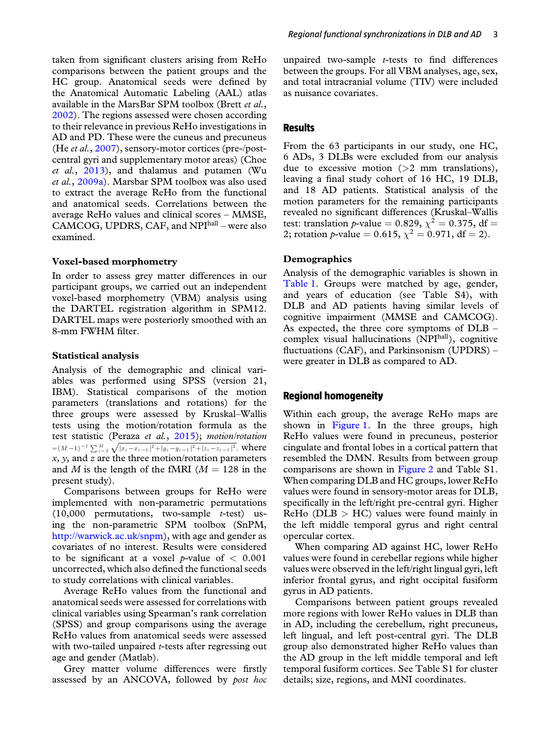taken from significant clusters arising from ReHo comparisons between the patient groups and the HC group. Anatomical seeds were defined by the Anatomical Automatic Labeling (AAL) atlas available in the MarsBar SPM toolbox (Brett *et al.*, 2002). The regions assessed were chosen according to their relevance in previous ReHo investigations in AD and PD. These were the cuneus and precuneus (He *et al.*, 2007), sensory-motor cortices (pre-/post-central gyri and supplementary motor areas) (Choe *et al.*, 2013), and thalamus and putamen (Wu *et al.*, 2009a). Marsbar SPM toolbox was also used to extract the average ReHo from the functional and anatomical seeds. Correlations between the average ReHo values and clinical scores – MMSE, CAMCOG, UPDRS, CAF, and NPI$^{hall}$ – were also examined.

### Voxel-based morphometry

In order to assess grey matter differences in our participant groups, we carried out an independent voxel-based morphometry (VBM) analysis using the DARTEL registration algorithm in SPM12. DARTEL maps were posteriorly smoothed with an 8-mm FWHM filter.

### Statistical analysis

Analysis of the demographic and clinical variables was performed using SPSS (version 21, IBM). Statistical comparisons of the motion parameters (translations and rotations) for the three groups were assessed by Kruskal–Wallis tests using the motion/rotation formula as the test statistic (Peraza *et al.*, 2015); *motion/rotation* $=(M-1)^{-1}\sum_{i=2}^{M}\sqrt{|x_i-x_{i-1}|^2+|y_i-y_{i-1}|^2+|z_i-z_{i-1}|^2}$, where $x$, $y$, and $z$ are the three motion/rotation parameters and $M$ is the length of the fMRI ($M = 128$ in the present study).

Comparisons between groups for ReHo were implemented with non-parametric permutations (10,000 permutations, two-sample $t$-test) using the non-parametric SPM toolbox (SnPM, http://warwick.ac.uk/snpm), with age and gender as covariates of no interest. Results were considered to be significant at a voxel $p$-value of $< 0.001$ uncorrected, which also defined the functional seeds to study correlations with clinical variables.

Average ReHo values from the functional and anatomical seeds were assessed for correlations with clinical variables using Spearman's rank correlation (SPSS) and group comparisons using the average ReHo values from anatomical seeds were assessed with two-tailed unpaired $t$-tests after regressing out age and gender (Matlab).

Grey matter volume differences were firstly assessed by an ANCOVA, followed by *post hoc* unpaired two-sample $t$-tests to find differences between the patient groups. For all VBM analyses, age, sex, and total intracranial volume (TIV) were included as nuisance covariates.

## Results

From the 63 participants in our study, one HC, 6 ADs, 3 DLBs were excluded from our analysis due to excessive motion (>2 mm translations), leaving a final study cohort of 16 HC, 19 DLB, and 18 AD patients. Statistical analysis of the motion parameters for the remaining participants revealed no significant differences (Kruskal–Wallis test: translation $p$-value $= 0.829$, $\chi^2 = 0.375$, df $=$ 2; rotation $p$-value $= 0.615$, $\chi^2 = 0.971$, df $= 2$).

### Demographics

Analysis of the demographic variables is shown in Table 1. Groups were matched by age, gender, and years of education (see Table S4), with DLB and AD patients having similar levels of cognitive impairment (MMSE and CAMCOG). As expected, the three core symptoms of DLB – complex visual hallucinations (NPI$^{hall}$), cognitive fluctuations (CAF), and Parkinsonism (UPDRS) – were greater in DLB as compared to AD.

## Regional homogeneity

Within each group, the average ReHo maps are shown in Figure 1. In the three groups, high ReHo values were found in precuneus, posterior cingulate and frontal lobes in a cortical pattern that resembled the DMN. Results from between group comparisons are shown in Figure 2 and Table S1. When comparing DLB and HC groups, lower ReHo values were found in sensory-motor areas for DLB, specifically in the left/right pre-central gyri. Higher ReHo (DLB > HC) values were found mainly in the left middle temporal gyrus and right central opercular cortex.

When comparing AD against HC, lower ReHo values were found in cerebellar regions while higher values were observed in the left/right lingual gyri, left inferior frontal gyrus, and right occipital fusiform gyrus in AD patients.

Comparisons between patient groups revealed more regions with lower ReHo values in DLB than in AD, including the cerebellum, right precuneus, left lingual, and left post-central gyri. The DLB group also demonstrated higher ReHo values than the AD group in the left middle temporal and left temporal fusiform cortices. See Table S1 for cluster details; size, regions, and MNI coordinates.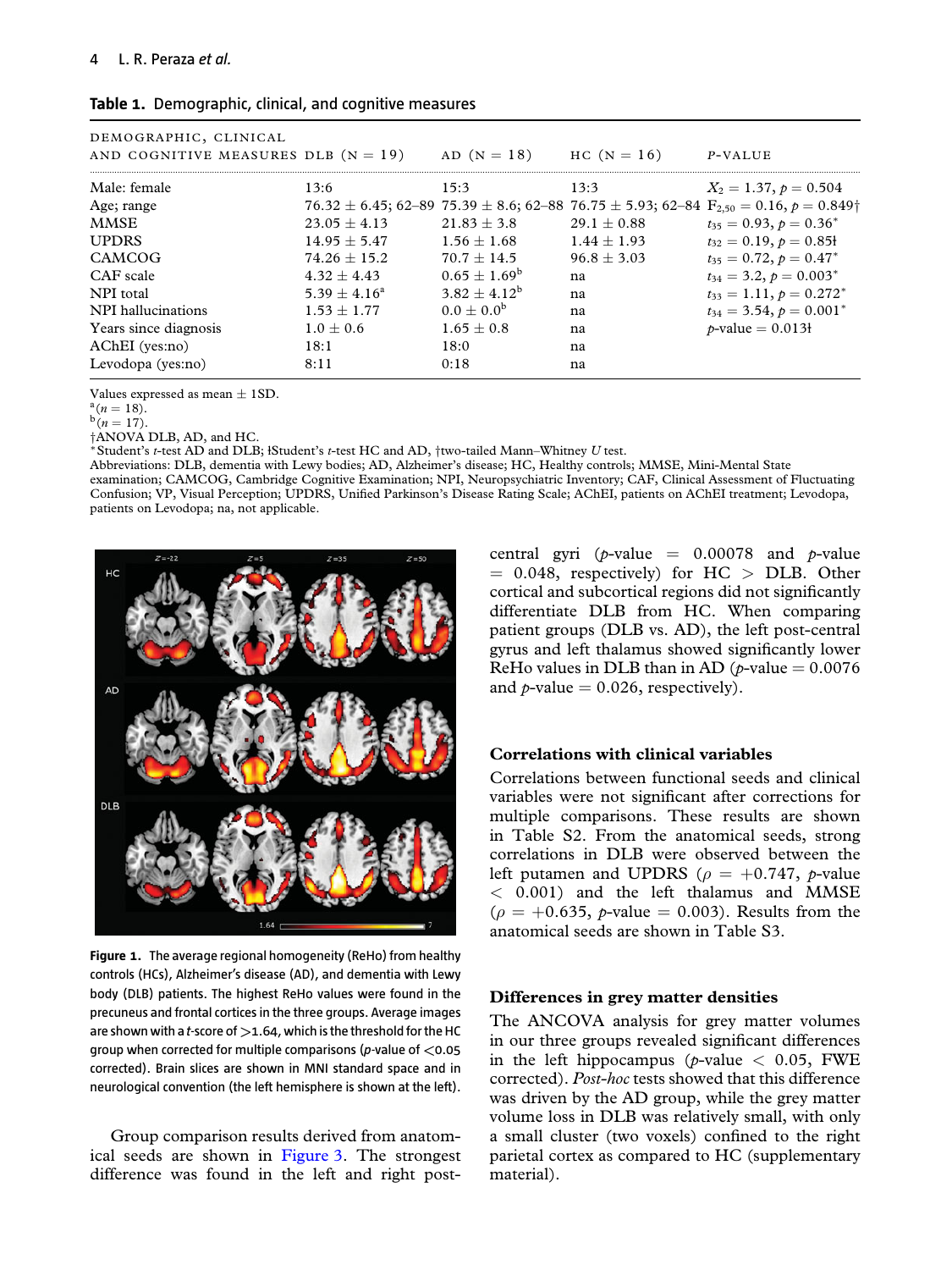**Table 1.** Demographic, clinical, and cognitive measures

| Demographic, clinical and cognitive measures | DLB (N = 19) | AD (N = 18) | HC (N = 16) | P-value |
|---|---|---|---|---|
| Male: female | 13:6 | 15:3 | 13:3 | $X_2 = 1.37, p = 0.504$ |
| Age; range | 76.32 ± 6.45; 62–89 | 75.39 ± 8.6; 62–88 | 76.75 ± 5.93; 62–84 | $F_{2,50} = 0.16, p = 0.849$† |
| MMSE | 23.05 ± 4.13 | 21.83 ± 3.8 | 29.1 ± 0.88 | $t_{35} = 0.93, p = 0.36$* |
| UPDRS | 14.95 ± 5.47 | 1.56 ± 1.68 | 1.44 ± 1.93 | $t_{32} = 0.19, p = 0.85$ł |
| CAMCOG | 74.26 ± 15.2 | 70.7 ± 14.5 | 96.8 ± 3.03 | $t_{35} = 0.72, p = 0.47$* |
| CAF scale | 4.32 ± 4.43 | 0.65 ± 1.69[b] | na | $t_{34} = 3.2, p = 0.003$* |
| NPI total | 5.39 ± 4.16[a] | 3.82 ± 4.12[b] | na | $t_{33} = 1.11, p = 0.272$* |
| NPI hallucinations | 1.53 ± 1.77 | 0.0 ± 0.0[b] | na | $t_{34} = 3.54, p = 0.001$* |
| Years since diagnosis | 1.0 ± 0.6 | 1.65 ± 0.8 | na | $p$-value = 0.013ł |
| AChEI (yes:no) | 18:1 | 18:0 | na | |
| Levodopa (yes:no) | 8:11 | 0:18 | na | |

Values expressed as mean ± 1SD.
[a]($n$ = 18).
[b]($n$ = 17).
†ANOVA DLB, AD, and HC.
*Student's $t$-test AD and DLB; łStudent's $t$-test HC and AD, ‡two-tailed Mann–Whitney $U$ test.
Abbreviations: DLB, dementia with Lewy bodies; AD, Alzheimer's disease; HC, Healthy controls; MMSE, Mini-Mental State examination; CAMCOG, Cambridge Cognitive Examination; NPI, Neuropsychiatric Inventory; CAF, Clinical Assessment of Fluctuating Confusion; VP, Visual Perception; UPDRS, Unified Parkinson's Disease Rating Scale; AChEI, patients on AChEI treatment; Levodopa, patients on Levodopa; na, not applicable.

**Figure 1.** The average regional homogeneity (ReHo) from healthy controls (HCs), Alzheimer's disease (AD), and dementia with Lewy body (DLB) patients. The highest ReHo values were found in the precuneus and frontal cortices in the three groups. Average images are shown with a $t$-score of >1.64, which is the threshold for the HC group when corrected for multiple comparisons ($p$-value of <0.05 corrected). Brain slices are shown in MNI standard space and in neurological convention (the left hemisphere is shown at the left).

Group comparison results derived from anatomical seeds are shown in Figure 3. The strongest difference was found in the left and right post-central gyri ($p$-value = 0.00078 and $p$-value = 0.048, respectively) for HC > DLB. Other cortical and subcortical regions did not significantly differentiate DLB from HC. When comparing patient groups (DLB vs. AD), the left post-central gyrus and left thalamus showed significantly lower ReHo values in DLB than in AD ($p$-value = 0.0076 and $p$-value = 0.026, respectively).

### Correlations with clinical variables

Correlations between functional seeds and clinical variables were not significant after corrections for multiple comparisons. These results are shown in Table S2. From the anatomical seeds, strong correlations in DLB were observed between the left putamen and UPDRS ($\rho = +0.747$, $p$-value $< 0.001$) and the left thalamus and MMSE ($\rho = +0.635$, $p$-value = 0.003). Results from the anatomical seeds are shown in Table S3.

### Differences in grey matter densities

The ANCOVA analysis for grey matter volumes in our three groups revealed significant differences in the left hippocampus ($p$-value < 0.05, FWE corrected). *Post-hoc* tests showed that this difference was driven by the AD group, while the grey matter volume loss in DLB was relatively small, with only a small cluster (two voxels) confined to the right parietal cortex as compared to HC (supplementary material).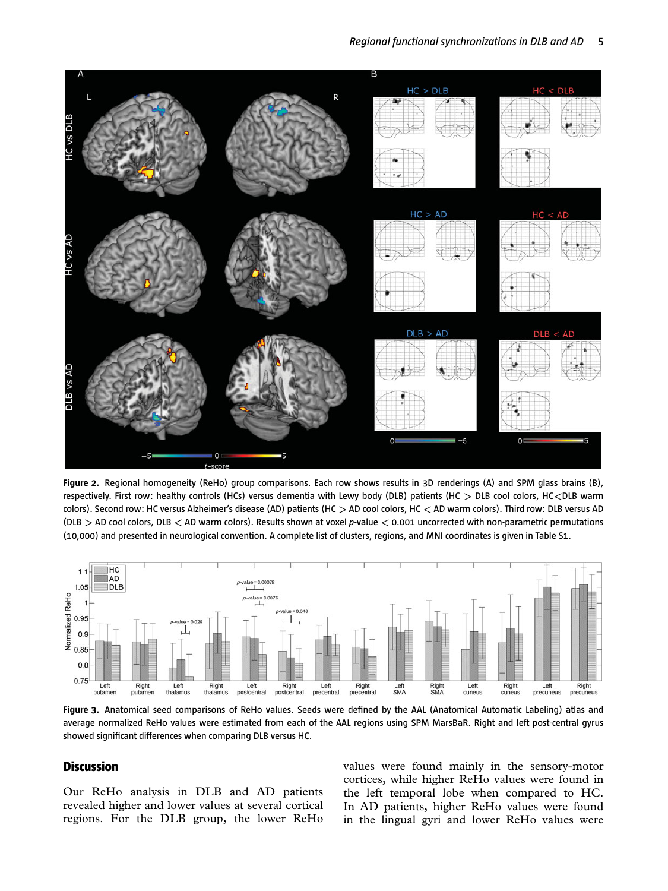**Figure 2.** Regional homogeneity (ReHo) group comparisons. Each row shows results in 3D renderings (A) and SPM glass brains (B), respectively. First row: healthy controls (HCs) versus dementia with Lewy body (DLB) patients (HC > DLB cool colors, HC<DLB warm colors). Second row: HC versus Alzheimer's disease (AD) patients (HC > AD cool colors, HC < AD warm colors). Third row: DLB versus AD (DLB > AD cool colors, DLB < AD warm colors). Results shown at voxel *p*-value < 0.001 uncorrected with non-parametric permutations (10,000) and presented in neurological convention. A complete list of clusters, regions, and MNI coordinates is given in Table S1.

**Figure 3.** Anatomical seed comparisons of ReHo values. Seeds were defined by the AAL (Anatomical Automatic Labeling) atlas and average normalized ReHo values were estimated from each of the AAL regions using SPM MarsBaR. Right and left post-central gyrus showed significant differences when comparing DLB versus HC.

## Discussion

Our ReHo analysis in DLB and AD patients revealed higher and lower values at several cortical regions. For the DLB group, the lower ReHo values were found mainly in the sensory-motor cortices, while higher ReHo values were found in the left temporal lobe when compared to HC. In AD patients, higher ReHo values were found in the lingual gyri and lower ReHo values were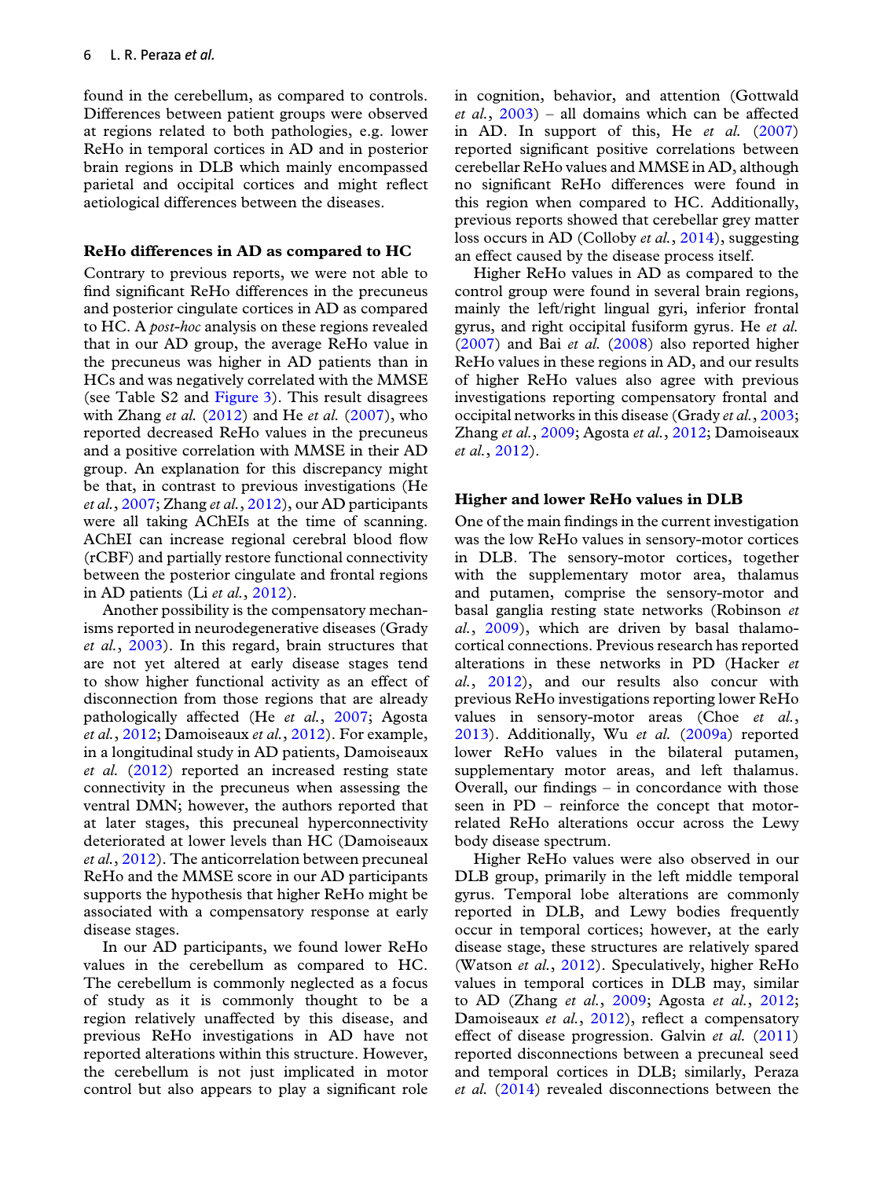found in the cerebellum, as compared to controls. Differences between patient groups were observed at regions related to both pathologies, e.g. lower ReHo in temporal cortices in AD and in posterior brain regions in DLB which mainly encompassed parietal and occipital cortices and might reflect aetiological differences between the diseases.

### ReHo differences in AD as compared to HC

Contrary to previous reports, we were not able to find significant ReHo differences in the precuneus and posterior cingulate cortices in AD as compared to HC. A *post-hoc* analysis on these regions revealed that in our AD group, the average ReHo value in the precuneus was higher in AD patients than in HCs and was negatively correlated with the MMSE (see Table S2 and Figure 3). This result disagrees with Zhang *et al.* (2012) and He *et al.* (2007), who reported decreased ReHo values in the precuneus and a positive correlation with MMSE in their AD group. An explanation for this discrepancy might be that, in contrast to previous investigations (He *et al.*, 2007; Zhang *et al.*, 2012), our AD participants were all taking AChEIs at the time of scanning. AChEI can increase regional cerebral blood flow (rCBF) and partially restore functional connectivity between the posterior cingulate and frontal regions in AD patients (Li *et al.*, 2012).

Another possibility is the compensatory mechanisms reported in neurodegenerative diseases (Grady *et al.*, 2003). In this regard, brain structures that are not yet altered at early disease stages tend to show higher functional activity as an effect of disconnection from those regions that are already pathologically affected (He *et al.*, 2007; Agosta *et al.*, 2012; Damoiseaux *et al.*, 2012). For example, in a longitudinal study in AD patients, Damoiseaux *et al.* (2012) reported an increased resting state connectivity in the precuneus when assessing the ventral DMN; however, the authors reported that at later stages, this precuneal hyperconnectivity deteriorated at lower levels than HC (Damoiseaux *et al.*, 2012). The anticorrelation between precuneal ReHo and the MMSE score in our AD participants supports the hypothesis that higher ReHo might be associated with a compensatory response at early disease stages.

In our AD participants, we found lower ReHo values in the cerebellum as compared to HC. The cerebellum is commonly neglected as a focus of study as it is commonly thought to be a region relatively unaffected by this disease, and previous ReHo investigations in AD have not reported alterations within this structure. However, the cerebellum is not just implicated in motor control but also appears to play a significant role in cognition, behavior, and attention (Gottwald *et al.*, 2003) – all domains which can be affected in AD. In support of this, He *et al.* (2007) reported significant positive correlations between cerebellar ReHo values and MMSE in AD, although no significant ReHo differences were found in this region when compared to HC. Additionally, previous reports showed that cerebellar grey matter loss occurs in AD (Colloby *et al.*, 2014), suggesting an effect caused by the disease process itself.

Higher ReHo values in AD as compared to the control group were found in several brain regions, mainly the left/right lingual gyri, inferior frontal gyrus, and right occipital fusiform gyrus. He *et al.* (2007) and Bai *et al.* (2008) also reported higher ReHo values in these regions in AD, and our results of higher ReHo values also agree with previous investigations reporting compensatory frontal and occipital networks in this disease (Grady *et al.*, 2003; Zhang *et al.*, 2009; Agosta *et al.*, 2012; Damoiseaux *et al.*, 2012).

### Higher and lower ReHo values in DLB

One of the main findings in the current investigation was the low ReHo values in sensory-motor cortices in DLB. The sensory-motor cortices, together with the supplementary motor area, thalamus and putamen, comprise the sensory-motor and basal ganglia resting state networks (Robinson *et al.*, 2009), which are driven by basal thalamo-cortical connections. Previous research has reported alterations in these networks in PD (Hacker *et al.*, 2012), and our results also concur with previous ReHo investigations reporting lower ReHo values in sensory-motor areas (Choe *et al.*, 2013). Additionally, Wu *et al.* (2009a) reported lower ReHo values in the bilateral putamen, supplementary motor areas, and left thalamus. Overall, our findings – in concordance with those seen in PD – reinforce the concept that motor-related ReHo alterations occur across the Lewy body disease spectrum.

Higher ReHo values were also observed in our DLB group, primarily in the left middle temporal gyrus. Temporal lobe alterations are commonly reported in DLB, and Lewy bodies frequently occur in temporal cortices; however, at the early disease stage, these structures are relatively spared (Watson *et al.*, 2012). Speculatively, higher ReHo values in temporal cortices in DLB may, similar to AD (Zhang *et al.*, 2009; Agosta *et al.*, 2012; Damoiseaux *et al.*, 2012), reflect a compensatory effect of disease progression. Galvin *et al.* (2011) reported disconnections between a precuneal seed and temporal cortices in DLB; similarly, Peraza *et al.* (2014) revealed disconnections between the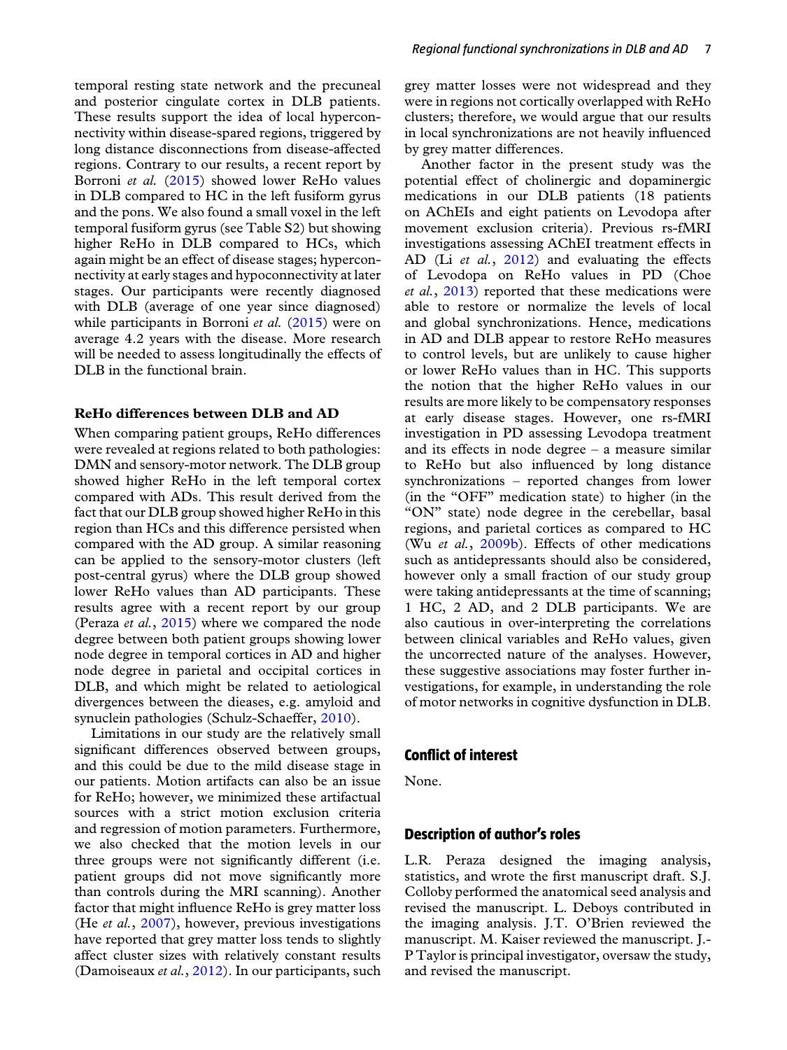temporal resting state network and the precuneal and posterior cingulate cortex in DLB patients. These results support the idea of local hyperconnectivity within disease-spared regions, triggered by long distance disconnections from disease-affected regions. Contrary to our results, a recent report by Borroni *et al.* (2015) showed lower ReHo values in DLB compared to HC in the left fusiform gyrus and the pons. We also found a small voxel in the left temporal fusiform gyrus (see Table S2) but showing higher ReHo in DLB compared to HCs, which again might be an effect of disease stages; hyperconnectivity at early stages and hypoconnectivity at later stages. Our participants were recently diagnosed with DLB (average of one year since diagnosed) while participants in Borroni *et al.* (2015) were on average 4.2 years with the disease. More research will be needed to assess longitudinally the effects of DLB in the functional brain.

### ReHo differences between DLB and AD

When comparing patient groups, ReHo differences were revealed at regions related to both pathologies: DMN and sensory-motor network. The DLB group showed higher ReHo in the left temporal cortex compared with ADs. This result derived from the fact that our DLB group showed higher ReHo in this region than HCs and this difference persisted when compared with the AD group. A similar reasoning can be applied to the sensory-motor clusters (left post-central gyrus) where the DLB group showed lower ReHo values than AD participants. These results agree with a recent report by our group (Peraza *et al.*, 2015) where we compared the node degree between both patient groups showing lower node degree in temporal cortices in AD and higher node degree in parietal and occipital cortices in DLB, and which might be related to aetiological divergences between the dieases, e.g. amyloid and synuclein pathologies (Schulz-Schaeffer, 2010).

Limitations in our study are the relatively small significant differences observed between groups, and this could be due to the mild disease stage in our patients. Motion artifacts can also be an issue for ReHo; however, we minimized these artifactual sources with a strict motion exclusion criteria and regression of motion parameters. Furthermore, we also checked that the motion levels in our three groups were not significantly different (i.e. patient groups did not move significantly more than controls during the MRI scanning). Another factor that might influence ReHo is grey matter loss (He *et al.*, 2007), however, previous investigations have reported that grey matter loss tends to slightly affect cluster sizes with relatively constant results (Damoiseaux *et al.*, 2012). In our participants, such grey matter losses were not widespread and they were in regions not cortically overlapped with ReHo clusters; therefore, we would argue that our results in local synchronizations are not heavily influenced by grey matter differences.

Another factor in the present study was the potential effect of cholinergic and dopaminergic medications in our DLB patients (18 patients on AChEIs and eight patients on Levodopa after movement exclusion criteria). Previous rs-fMRI investigations assessing AChEI treatment effects in AD (Li *et al.*, 2012) and evaluating the effects of Levodopa on ReHo values in PD (Choe *et al.*, 2013) reported that these medications were able to restore or normalize the levels of local and global synchronizations. Hence, medications in AD and DLB appear to restore ReHo measures to control levels, but are unlikely to cause higher or lower ReHo values than in HC. This supports the notion that the higher ReHo values in our results are more likely to be compensatory responses at early disease stages. However, one rs-fMRI investigation in PD assessing Levodopa treatment and its effects in node degree – a measure similar to ReHo but also influenced by long distance synchronizations – reported changes from lower (in the "OFF" medication state) to higher (in the "ON" state) node degree in the cerebellar, basal regions, and parietal cortices as compared to HC (Wu *et al.*, 2009b). Effects of other medications such as antidepressants should also be considered, however only a small fraction of our study group were taking antidepressants at the time of scanning; 1 HC, 2 AD, and 2 DLB participants. We are also cautious in over-interpreting the correlations between clinical variables and ReHo values, given the uncorrected nature of the analyses. However, these suggestive associations may foster further investigations, for example, in understanding the role of motor networks in cognitive dysfunction in DLB.

## Conflict of interest

None.

## Description of author's roles

L.R. Peraza designed the imaging analysis, statistics, and wrote the first manuscript draft. S.J. Colloby performed the anatomical seed analysis and revised the manuscript. L. Deboys contributed in the imaging analysis. J.T. O'Brien reviewed the manuscript. M. Kaiser reviewed the manuscript. J.-P Taylor is principal investigator, oversaw the study, and revised the manuscript.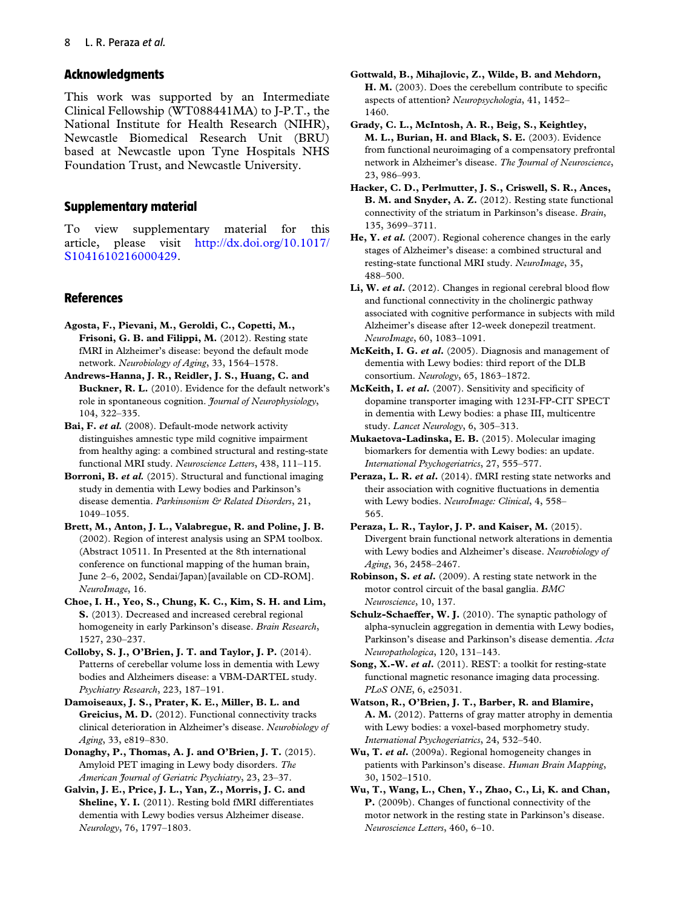## Acknowledgments

This work was supported by an Intermediate Clinical Fellowship (WT088441MA) to J-P.T., the National Institute for Health Research (NIHR), Newcastle Biomedical Research Unit (BRU) based at Newcastle upon Tyne Hospitals NHS Foundation Trust, and Newcastle University.

## Supplementary material

To view supplementary material for this article, please visit http://dx.doi.org/10.1017/S1041610216000429.

## References

**Agosta, F., Pievani, M., Geroldi, C., Copetti, M., Frisoni, G. B. and Filippi, M.** (2012). Resting state fMRI in Alzheimer's disease: beyond the default mode network. *Neurobiology of Aging*, 33, 1564–1578.

**Andrews-Hanna, J. R., Reidler, J. S., Huang, C. and Buckner, R. L.** (2010). Evidence for the default network's role in spontaneous cognition. *Journal of Neurophysiology*, 104, 322–335.

**Bai, F. *et al.*** (2008). Default-mode network activity distinguishes amnestic type mild cognitive impairment from healthy aging: a combined structural and resting-state functional MRI study. *Neuroscience Letters*, 438, 111–115.

**Borroni, B. *et al.*** (2015). Structural and functional imaging study in dementia with Lewy bodies and Parkinson's disease dementia. *Parkinsonism & Related Disorders*, 21, 1049–1055.

**Brett, M., Anton, J. L., Valabregue, R. and Poline, J. B.** (2002). Region of interest analysis using an SPM toolbox. (Abstract 10511. In Presented at the 8th international conference on functional mapping of the human brain, June 2–6, 2002, Sendai/Japan)[available on CD-ROM]. *NeuroImage*, 16.

**Choe, I. H., Yeo, S., Chung, K. C., Kim, S. H. and Lim, S.** (2013). Decreased and increased cerebral regional homogeneity in early Parkinson's disease. *Brain Research*, 1527, 230–237.

**Colloby, S. J., O'Brien, J. T. and Taylor, J. P.** (2014). Patterns of cerebellar volume loss in dementia with Lewy bodies and Alzheimers disease: a VBM-DARTEL study. *Psychiatry Research*, 223, 187–191.

**Damoiseaux, J. S., Prater, K. E., Miller, B. L. and Greicius, M. D.** (2012). Functional connectivity tracks clinical deterioration in Alzheimer's disease. *Neurobiology of Aging*, 33, e819–830.

**Donaghy, P., Thomas, A. J. and O'Brien, J. T.** (2015). Amyloid PET imaging in Lewy body disorders. *The American Journal of Geriatric Psychiatry*, 23, 23–37.

**Galvin, J. E., Price, J. L., Yan, Z., Morris, J. C. and Sheline, Y. I.** (2011). Resting bold fMRI differentiates dementia with Lewy bodies versus Alzheimer disease. *Neurology*, 76, 1797–1803.

**Gottwald, B., Mihajlovic, Z., Wilde, B. and Mehdorn, H. M.** (2003). Does the cerebellum contribute to specific aspects of attention? *Neuropsychologia*, 41, 1452–1460.

**Grady, C. L., McIntosh, A. R., Beig, S., Keightley, M. L., Burian, H. and Black, S. E.** (2003). Evidence from functional neuroimaging of a compensatory prefrontal network in Alzheimer's disease. *The Journal of Neuroscience*, 23, 986–993.

**Hacker, C. D., Perlmutter, J. S., Criswell, S. R., Ances, B. M. and Snyder, A. Z.** (2012). Resting state functional connectivity of the striatum in Parkinson's disease. *Brain*, 135, 3699–3711.

**He, Y. *et al.*** (2007). Regional coherence changes in the early stages of Alzheimer's disease: a combined structural and resting-state functional MRI study. *NeuroImage*, 35, 488–500.

**Li, W. *et al.*** (2012). Changes in regional cerebral blood flow and functional connectivity in the cholinergic pathway associated with cognitive performance in subjects with mild Alzheimer's disease after 12-week donepezil treatment. *NeuroImage*, 60, 1083–1091.

**McKeith, I. G. *et al.*** (2005). Diagnosis and management of dementia with Lewy bodies: third report of the DLB consortium. *Neurology*, 65, 1863–1872.

**McKeith, I. *et al.*** (2007). Sensitivity and specificity of dopamine transporter imaging with 123I-FP-CIT SPECT in dementia with Lewy bodies: a phase III, multicentre study. *Lancet Neurology*, 6, 305–313.

**Mukaetova-Ladinska, E. B.** (2015). Molecular imaging biomarkers for dementia with Lewy bodies: an update. *International Psychogeriatrics*, 27, 555–577.

**Peraza, L. R. *et al.*** (2014). fMRI resting state networks and their association with cognitive fluctuations in dementia with Lewy bodies. *NeuroImage: Clinical*, 4, 558–565.

**Peraza, L. R., Taylor, J. P. and Kaiser, M.** (2015). Divergent brain functional network alterations in dementia with Lewy bodies and Alzheimer's disease. *Neurobiology of Aging*, 36, 2458–2467.

**Robinson, S. *et al.*** (2009). A resting state network in the motor control circuit of the basal ganglia. *BMC Neuroscience*, 10, 137.

**Schulz-Schaeffer, W. J.** (2010). The synaptic pathology of alpha-synuclein aggregation in dementia with Lewy bodies, Parkinson's disease and Parkinson's disease dementia. *Acta Neuropathologica*, 120, 131–143.

**Song, X.-W. *et al.*** (2011). REST: a toolkit for resting-state functional magnetic resonance imaging data processing. *PLoS ONE*, 6, e25031.

**Watson, R., O'Brien, J. T., Barber, R. and Blamire, A. M.** (2012). Patterns of gray matter atrophy in dementia with Lewy bodies: a voxel-based morphometry study. *International Psychogeriatrics*, 24, 532–540.

**Wu, T. *et al.*** (2009a). Regional homogeneity changes in patients with Parkinson's disease. *Human Brain Mapping*, 30, 1502–1510.

**Wu, T., Wang, L., Chen, Y., Zhao, C., Li, K. and Chan, P.** (2009b). Changes of functional connectivity of the motor network in the resting state in Parkinson's disease. *Neuroscience Letters*, 460, 6–10.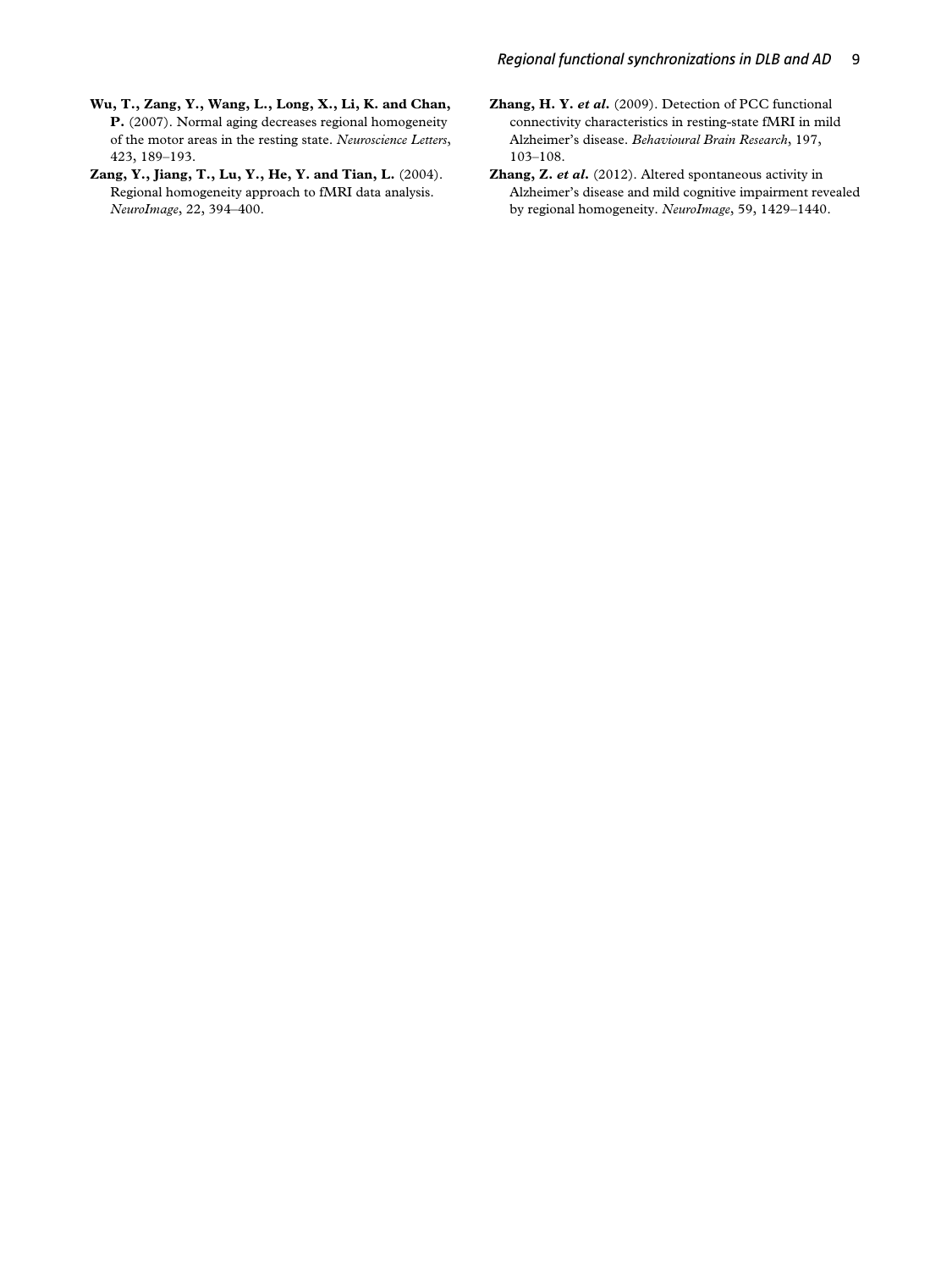**Wu, T., Zang, Y., Wang, L., Long, X., Li, K. and Chan, P.** (2007). Normal aging decreases regional homogeneity of the motor areas in the resting state. *Neuroscience Letters*, 423, 189–193.

**Zang, Y., Jiang, T., Lu, Y., He, Y. and Tian, L.** (2004). Regional homogeneity approach to fMRI data analysis. *NeuroImage*, 22, 394–400.

**Zhang, H. Y. *et al*.** (2009). Detection of PCC functional connectivity characteristics in resting-state fMRI in mild Alzheimer's disease. *Behavioural Brain Research*, 197, 103–108.

**Zhang, Z. *et al*.** (2012). Altered spontaneous activity in Alzheimer's disease and mild cognitive impairment revealed by regional homogeneity. *NeuroImage*, 59, 1429–1440.